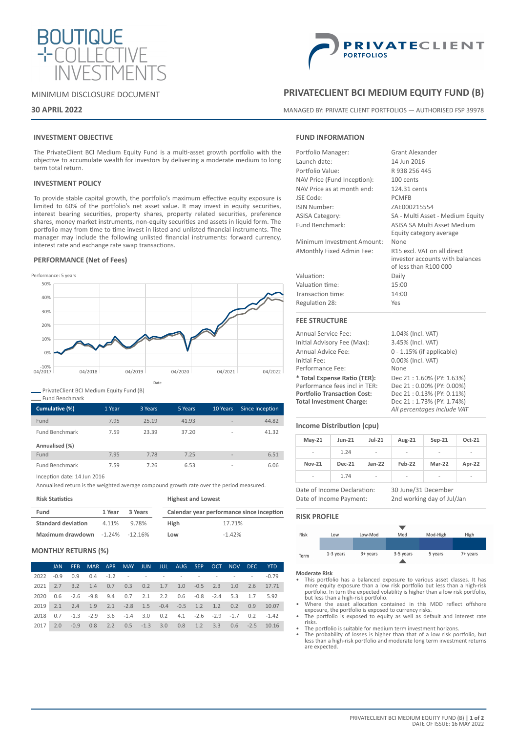# BOUTIQUE COLLECTIVE INVESTMENTS

PRIVATECLIENT PORTFOLIOS

MINIMUM DISCLOSURE DOCUMENT

**30 APRIL 2022**

## PRIVATECLIENT BCI MEDIUM EQUITY FUND (B)

MANAGED BY: PRIVATE CLIENT PORTFOLIOS — AUTHORISED FSP 39978

### INVESTMENT OBJECTIVE

The PrivateClient BCI Medium Equity Fund is a multi-asset growth portfolio with the objective to accumulate wealth for investors by delivering a moderate medium to long term total return.

### INVESTMENT POLICY

To provide stable capital growth, the portfolio's maximum effective equity exposure is limited to 60% of the portfolio's net asset value. It may invest in equity securities, interest bearing securities, property shares, property related securities, preference shares, money market instruments, non-equity securities and assets in liquid form. The portfolio may from time to time invest in listed and unlisted financial instruments. The manager may include the following unlisted financial instruments: forward currency, interest rate and exchange rate swap transactions.

### PERFORMANCE (Net of Fees)

Performance: 5 years

— PrivateClient BCI Medium Equity Fund (B)
— Fund Benchmark

| Cumulative (%) | 1 Year | 3 Years | 5 Years | 10 Years | Since Inception |
|---|---|---|---|---|---|
| Fund | 7.95 | 25.19 | 41.93 | - | 44.82 |
| Fund Benchmark | 7.59 | 23.39 | 37.20 | - | 41.32 |
| **Annualised (%)** | | | | | |
| Fund | 7.95 | 7.78 | 7.25 | - | 6.51 |
| Fund Benchmark | 7.59 | 7.26 | 6.53 | - | 6.06 |

Inception date: 14 Jun 2016

Annualised return is the weighted average compound growth rate over the period measured.

**Risk Statistics**

| Fund | 1 Year | 3 Years |
|---|---|---|
| Standard deviation | 4.11% | 9.78% |
| Maximum drawdown | -1.24% | -12.16% |

**Highest and Lowest**

| Calendar year performance since inception | |
|---|---|
| High | 17.71% |
| Low | -1.42% |

### MONTHLY RETURNS (%)

| | JAN | FEB | MAR | APR | MAY | JUN | JUL | AUG | SEP | OCT | NOV | DEC | YTD |
|---|---|---|---|---|---|---|---|---|---|---|---|---|---|
| 2022 | -0.9 | 0.9 | 0.4 | -1.2 | - | - | - | - | - | - | - | - | -0.79 |
| 2021 | 2.7 | 3.2 | 1.4 | 0.7 | 0.3 | 0.2 | 1.7 | 1.0 | -0.5 | 2.3 | 1.0 | 2.6 | 17.71 |
| 2020 | 0.6 | -2.6 | -9.8 | 9.4 | 0.7 | 2.1 | 2.2 | 0.6 | -0.8 | -2.4 | 5.3 | 1.7 | 5.92 |
| 2019 | 2.1 | 2.4 | 1.9 | 2.1 | -2.8 | 1.5 | -0.4 | -0.5 | 1.2 | 1.2 | 0.2 | 0.9 | 10.07 |
| 2018 | 0.7 | -1.3 | -2.9 | 3.6 | -1.4 | 3.0 | 0.2 | 4.1 | -2.6 | -2.9 | -1.7 | 0.2 | -1.42 |
| 2017 | 2.0 | -0.9 | 0.8 | 2.2 | 0.5 | -1.3 | 3.0 | 0.8 | 1.2 | 3.3 | 0.6 | -2.5 | 10.16 |

### FUND INFORMATION

| | |
|---|---|
| Portfolio Manager: | Grant Alexander |
| Launch date: | 14 Jun 2016 |
| Portfolio Value: | R 938 256 445 |
| NAV Price (Fund Inception): | 100 cents |
| NAV Price as at month end: | 124.31 cents |
| JSE Code: | PCMFB |
| ISIN Number: | ZAE000215554 |
| ASISA Category: | SA - Multi Asset - Medium Equity |
| Fund Benchmark: | ASISA SA Multi Asset Medium Equity category average |
| Minimum Investment Amount: | None |
| #Monthly Fixed Admin Fee: | R15 excl. VAT on all direct investor accounts with balances of less than R100 000 |
| Valuation: | Daily |
| Valuation time: | 15:00 |
| Transaction time: | 14:00 |
| Regulation 28: | Yes |

### FEE STRUCTURE

| | |
|---|---|
| Annual Service Fee: | 1.04% (Incl. VAT) |
| Initial Advisory Fee (Max): | 3.45% (Incl. VAT) |
| Annual Advice Fee: | 0 - 1.15% (if applicable) |
| Initial Fee: | 0.00% (Incl. VAT) |
| Performance Fee: | None |
| **\* Total Expense Ratio (TER):** | Dec 21 : 1.60% (PY: 1.63%) |
| Performance fees incl in TER: | Dec 21 : 0.00% (PY: 0.00%) |
| **Portfolio Transaction Cost:** | Dec 21 : 0.13% (PY: 0.11%) |
| **Total Investment Charge:** | Dec 21 : 1.73% (PY: 1.74%) |

*All percentages include VAT*

### Income Distribution (cpu)

| May-21 | Jun-21 | Jul-21 | Aug-21 | Sep-21 | Oct-21 |
|---|---|---|---|---|---|
| - | 1.24 | - | - | - | - |
| **Nov-21** | **Dec-21** | **Jan-22** | **Feb-22** | **Mar-22** | **Apr-22** |
| - | 1.74 | - | - | - | - |

| | |
|---|---|
| Date of Income Declaration: | 30 June/31 December |
| Date of Income Payment: | 2nd working day of Jul/Jan |

### RISK PROFILE

| Risk | Low | Low-Mod | Mod | Mod-High | High |
|---|---|---|---|---|---|
| Term | 1-3 years | 3+ years | 3-5 years | 5 years | 7+ years |

**Moderate Risk**

- This portfolio has a balanced exposure to various asset classes. It has more equity exposure than a low risk portfolio but less than a high-risk portfolio. In turn the expected volatility is higher than a low risk portfolio, but less than a high-risk portfolio.
- Where the asset allocation contained in this MDD reflect offshore exposure, the portfolio is exposed to currency risks.
- The portfolio is exposed to equity as well as default and interest rate risks.
- The portfolio is suitable for medium term investment horizons.
- The probability of losses is higher than that of a low risk portfolio, but less than a high-risk portfolio and moderate long term investment returns are expected.

DATE OF ISSUE: 16 MAY 2022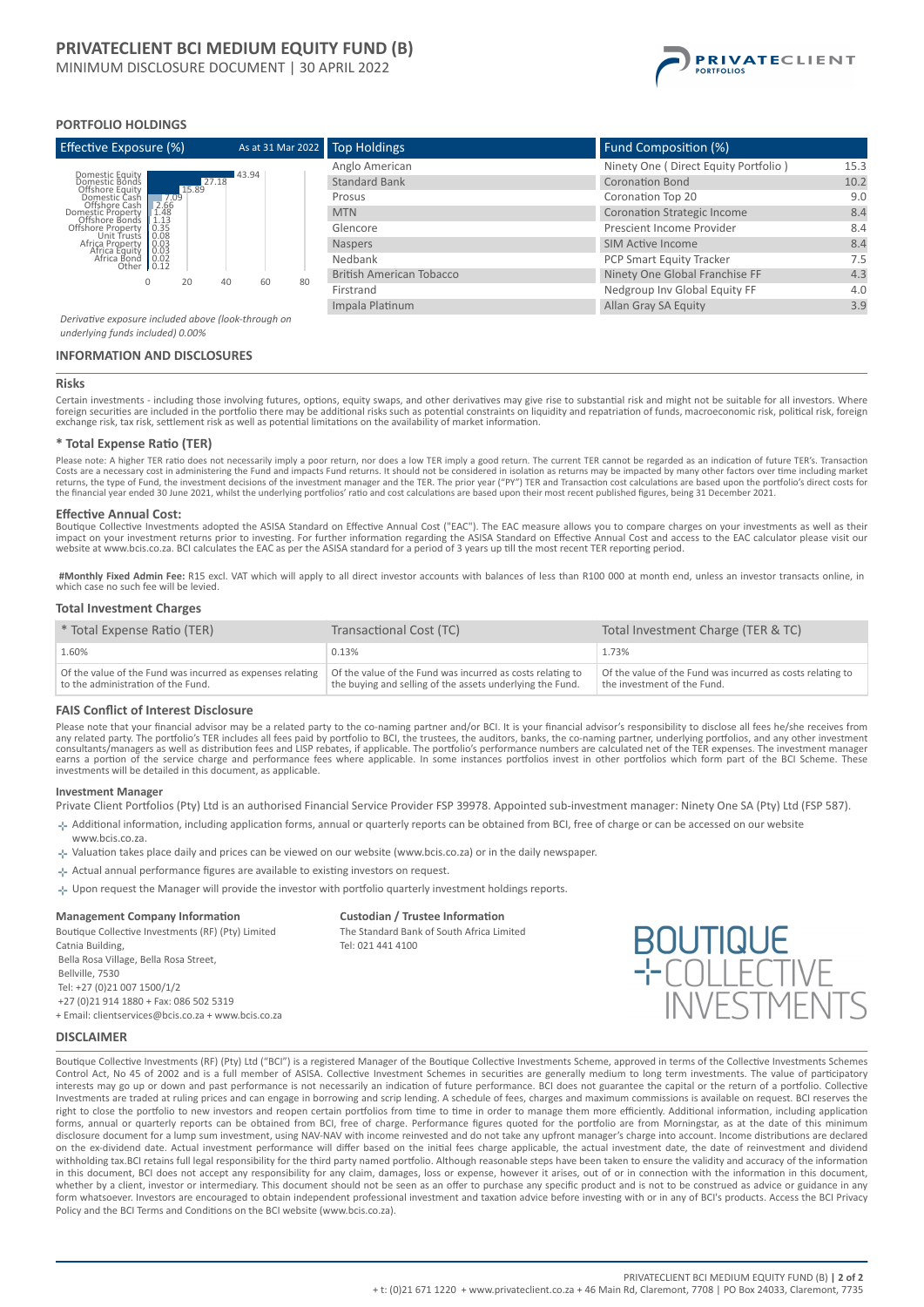# PRIVATECLIENT BCI MEDIUM EQUITY FUND (B)

MINIMUM DISCLOSURE DOCUMENT | 30 APRIL 2022

## PORTFOLIO HOLDINGS

**Effective Exposure (%)** As at 31 Mar 2022

Domestic Equity 43.94
Domestic Bonds 27.18
Offshore Equity 15.89
Domestic Cash 7.09
Offshore Cash 2.66
Domestic Property 1.48
Offshore Bonds 1.13
Offshore Property 0.35
Unit Trusts 0.08
Africa Property 0.03
Africa Equity 0.03
Africa Bond 0.02
Other 0.12

0 20 40 60 80

*Derivative exposure included above (look-through on underlying funds included) 0.00%*

| Top Holdings |
|---|
| Anglo American |
| Standard Bank |
| Prosus |
| MTN |
| Glencore |
| Naspers |
| Nedbank |
| British American Tobacco |
| Firstrand |
| Impala Platinum |

| Fund Composition (%) | |
|---|---|
| Ninety One ( Direct Equity Portfolio ) | 15.3 |
| Coronation Bond | 10.2 |
| Coronation Top 20 | 9.0 |
| Coronation Strategic Income | 8.4 |
| Prescient Income Provider | 8.4 |
| SIM Active Income | 8.4 |
| PCP Smart Equity Tracker | 7.5 |
| Ninety One Global Franchise FF | 4.3 |
| Nedgroup Inv Global Equity FF | 4.0 |
| Allan Gray SA Equity | 3.9 |

## INFORMATION AND DISCLOSURES

### Risks

Certain investments - including those involving futures, options, equity swaps, and other derivatives may give rise to substantial risk and might not be suitable for all investors. Where foreign securities are included in the portfolio there may be additional risks such as potential constraints on liquidity and repatriation of funds, macroeconomic risk, political risk, foreign exchange risk, tax risk, settlement risk as well as potential limitations on the availability of market information.

### * Total Expense Ratio (TER)

Please note: A higher TER ratio does not necessarily imply a poor return, nor does a low TER imply a good return. The current TER cannot be regarded as an indication of future TER's. Transaction Costs are a necessary cost in administering the Fund and impacts Fund returns. It should not be considered in isolation as returns may be impacted by many other factors over time including market returns, the type of Fund, the investment decisions of the investment manager and the TER. The prior year ("PY") TER and Transaction cost calculations are based upon the portfolio's direct costs for the financial year ended 30 June 2021, whilst the underlying portfolios' ratio and cost calculations are based upon their most recent published figures, being 31 December 2021.

### Effective Annual Cost:

Boutique Collective Investments adopted the ASISA Standard on Effective Annual Cost ("EAC"). The EAC measure allows you to compare charges on your investments as well as their impact on your investment returns prior to investing. For further information regarding the ASISA Standard on Effective Annual Cost and access to the EAC calculator please visit our website at www.bcis.co.za. BCI calculates the EAC as per the ASISA standard for a period of 3 years up till the most recent TER reporting period.

**#Monthly Fixed Admin Fee:** R15 excl. VAT which will apply to all direct investor accounts with balances of less than R100 000 at month end, unless an investor transacts online, in which case no such fee will be levied.

### Total Investment Charges

| * Total Expense Ratio (TER) | Transactional Cost (TC) | Total Investment Charge (TER & TC) |
|---|---|---|
| 1.60% | 0.13% | 1.73% |
| Of the value of the Fund was incurred as expenses relating to the administration of the Fund. | Of the value of the Fund was incurred as costs relating to the buying and selling of the assets underlying the Fund. | Of the value of the Fund was incurred as costs relating to the investment of the Fund. |

### FAIS Conflict of Interest Disclosure

Please note that your financial advisor may be a related party to the co-naming partner and/or BCI. It is your financial advisor's responsibility to disclose all fees he/she receives from any related party. The portfolio's TER includes all fees paid by portfolio to BCI, the trustees, the auditors, banks, the co-naming partner, underlying portfolios, and any other investment consultants/managers as well as distribution fees and LISP rebates, if applicable. The portfolio's performance numbers are calculated net of the TER expenses. The investment manager earns a portion of the service charge and performance fees where applicable. In some instances portfolios invest in other portfolios which form part of the BCI Scheme. These investments will be detailed in this document, as applicable.

#### Investment Manager

Private Client Portfolios (Pty) Ltd is an authorised Financial Service Provider FSP 39978. Appointed sub-investment manager: Ninety One SA (Pty) Ltd (FSP 587).

- Additional information, including application forms, annual or quarterly reports can be obtained from BCI, free of charge or can be accessed on our website www.bcis.co.za.
- Valuation takes place daily and prices can be viewed on our website (www.bcis.co.za) or in the daily newspaper.
- Actual annual performance figures are available to existing investors on request.
- Upon request the Manager will provide the investor with portfolio quarterly investment holdings reports.

#### Management Company Information

Boutique Collective Investments (RF) (Pty) Limited
Catnia Building,
Bella Rosa Village, Bella Rosa Street,
Bellville, 7530
Tel: +27 (0)21 007 1500/1/2
+27 (0)21 914 1880 + Fax: 086 502 5319
+ Email: clientservices@bcis.co.za + www.bcis.co.za

#### Custodian / Trustee Information

The Standard Bank of South Africa Limited
Tel: 021 441 4100

BOUTIQUE COLLECTIVE INVESTMENTS

## DISCLAIMER

Boutique Collective Investments (RF) (Pty) Ltd ("BCI") is a registered Manager of the Boutique Collective Investments Scheme, approved in terms of the Collective Investments Schemes Control Act, No 45 of 2002 and is a full member of ASISA. Collective Investment Schemes in securities are generally medium to long term investments. The value of participatory interests may go up or down and past performance is not necessarily an indication of future performance. BCI does not guarantee the capital or the return of a portfolio. Collective Investments are traded at ruling prices and can engage in borrowing and scrip lending. A schedule of fees, charges and maximum commissions is available on request. BCI reserves the right to close the portfolio to new investors and reopen certain portfolios from time to time in order to manage them more efficiently. Additional information, including application forms, annual or quarterly reports can be obtained from BCI, free of charge. Performance figures quoted for the portfolio are from Morningstar, as at the date of this minimum disclosure document for a lump sum investment, using NAV-NAV with income reinvested and do not take any upfront manager's charge into account. Income distributions are declared on the ex-dividend date. Actual investment performance will differ based on the initial fees charge applicable, the actual investment date, the date of reinvestment and dividend withholding tax.BCI retains full legal responsibility for the third party named portfolio. Although reasonable steps have been taken to ensure the validity and accuracy of the information in this document, BCI does not accept any responsibility for any claim, damages, loss or expense, however it arises, out of or in connection with the information in this document, whether by a client, investor or intermediary. This document should not be seen as an offer to purchase any specific product and is not to be construed as advice or guidance in any form whatsoever. Investors are encouraged to obtain independent professional investment and taxation advice before investing with or in any of BCI's products. Access the BCI Privacy Policy and the BCI Terms and Conditions on the BCI website (www.bcis.co.za).

+ t: (0)21 671 1220 + www.privateclient.co.za + 46 Main Rd, Claremont, 7708 | PO Box 24033, Claremont, 7735